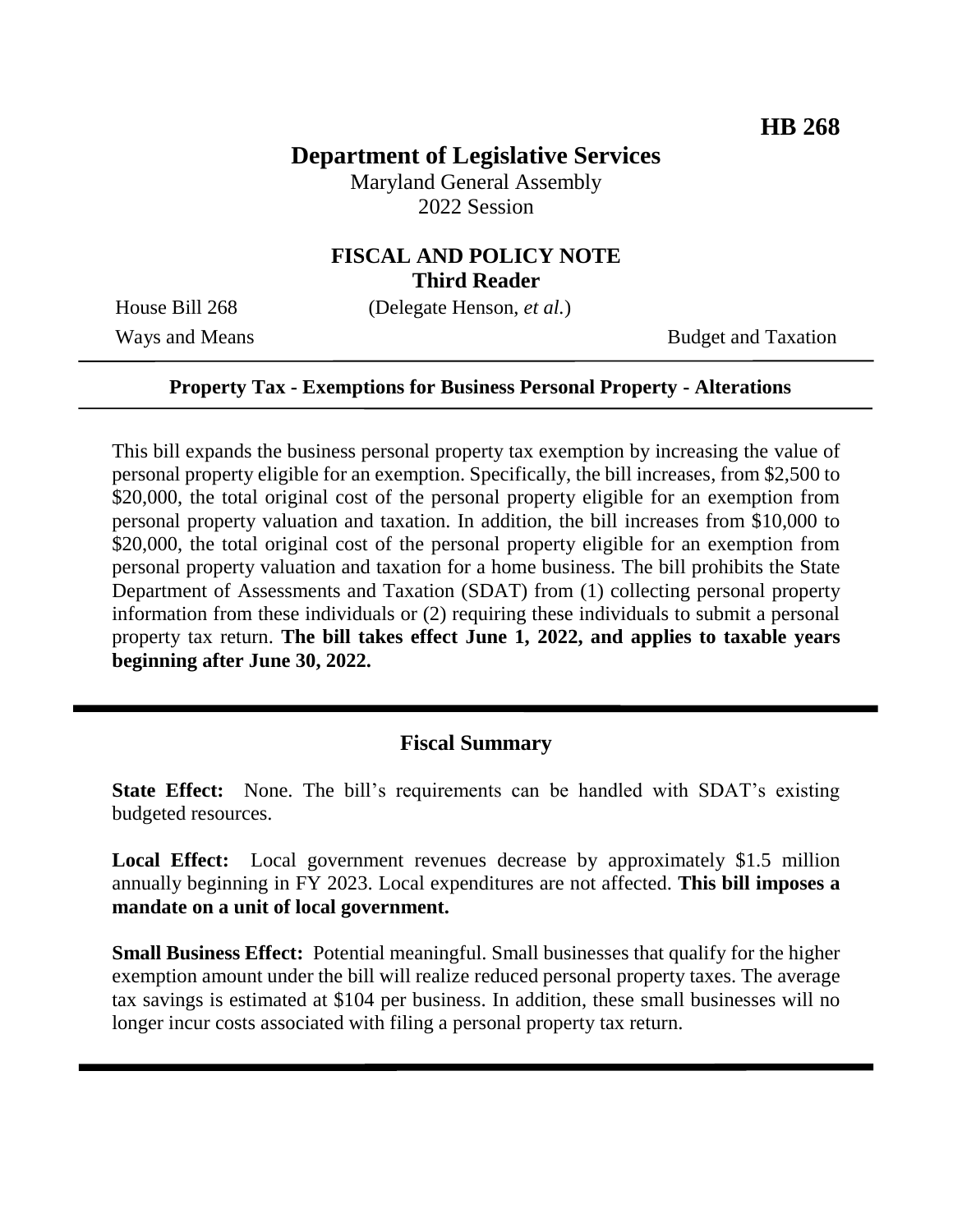**HB 268**

# Department of Legislative Services

Maryland General Assembly
2022 Session

## FISCAL AND POLICY NOTE
## Third Reader

House Bill 268 (Delegate Henson, *et al.*)

Ways and Means Budget and Taxation

---

**Property Tax - Exemptions for Business Personal Property - Alterations**

---

This bill expands the business personal property tax exemption by increasing the value of personal property eligible for an exemption. Specifically, the bill increases, from $2,500 to $20,000, the total original cost of the personal property eligible for an exemption from personal property valuation and taxation. In addition, the bill increases from $10,000 to $20,000, the total original cost of the personal property eligible for an exemption from personal property valuation and taxation for a home business. The bill prohibits the State Department of Assessments and Taxation (SDAT) from (1) collecting personal property information from these individuals or (2) requiring these individuals to submit a personal property tax return. **The bill takes effect June 1, 2022, and applies to taxable years beginning after June 30, 2022.**

---

## Fiscal Summary

**State Effect:** None. The bill's requirements can be handled with SDAT's existing budgeted resources.

**Local Effect:** Local government revenues decrease by approximately $1.5 million annually beginning in FY 2023. Local expenditures are not affected. **This bill imposes a mandate on a unit of local government.**

**Small Business Effect:** Potential meaningful. Small businesses that qualify for the higher exemption amount under the bill will realize reduced personal property taxes. The average tax savings is estimated at $104 per business. In addition, these small businesses will no longer incur costs associated with filing a personal property tax return.

---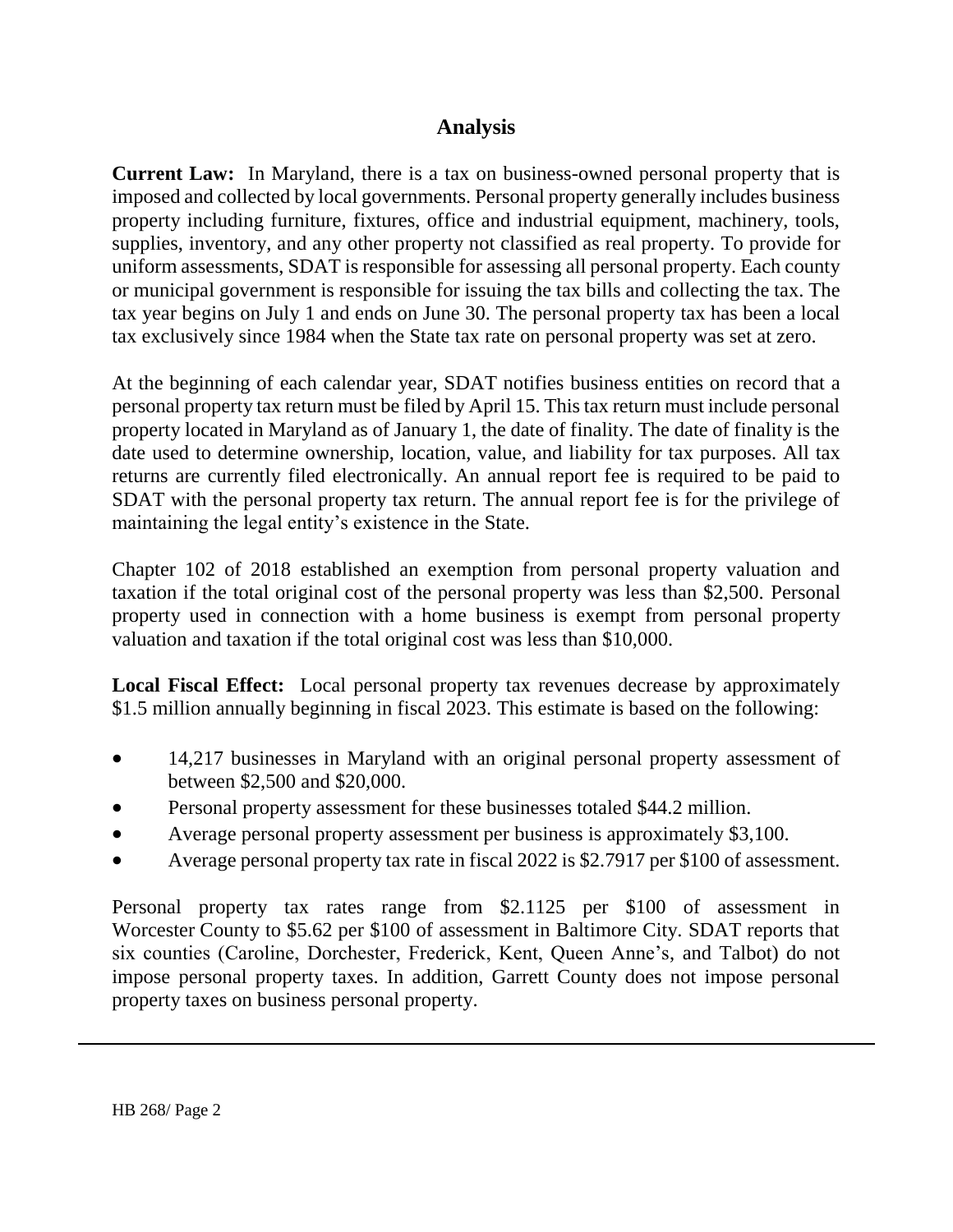## Analysis

**Current Law:** In Maryland, there is a tax on business-owned personal property that is imposed and collected by local governments. Personal property generally includes business property including furniture, fixtures, office and industrial equipment, machinery, tools, supplies, inventory, and any other property not classified as real property. To provide for uniform assessments, SDAT is responsible for assessing all personal property. Each county or municipal government is responsible for issuing the tax bills and collecting the tax. The tax year begins on July 1 and ends on June 30. The personal property tax has been a local tax exclusively since 1984 when the State tax rate on personal property was set at zero.

At the beginning of each calendar year, SDAT notifies business entities on record that a personal property tax return must be filed by April 15. This tax return must include personal property located in Maryland as of January 1, the date of finality. The date of finality is the date used to determine ownership, location, value, and liability for tax purposes. All tax returns are currently filed electronically. An annual report fee is required to be paid to SDAT with the personal property tax return. The annual report fee is for the privilege of maintaining the legal entity's existence in the State.

Chapter 102 of 2018 established an exemption from personal property valuation and taxation if the total original cost of the personal property was less than $2,500. Personal property used in connection with a home business is exempt from personal property valuation and taxation if the total original cost was less than $10,000.

**Local Fiscal Effect:** Local personal property tax revenues decrease by approximately $1.5 million annually beginning in fiscal 2023. This estimate is based on the following:

- 14,217 businesses in Maryland with an original personal property assessment of between $2,500 and $20,000.
- Personal property assessment for these businesses totaled $44.2 million.
- Average personal property assessment per business is approximately $3,100.
- Average personal property tax rate in fiscal 2022 is $2.7917 per $100 of assessment.

Personal property tax rates range from $2.1125 per $100 of assessment in Worcester County to $5.62 per $100 of assessment in Baltimore City. SDAT reports that six counties (Caroline, Dorchester, Frederick, Kent, Queen Anne's, and Talbot) do not impose personal property taxes. In addition, Garrett County does not impose personal property taxes on business personal property.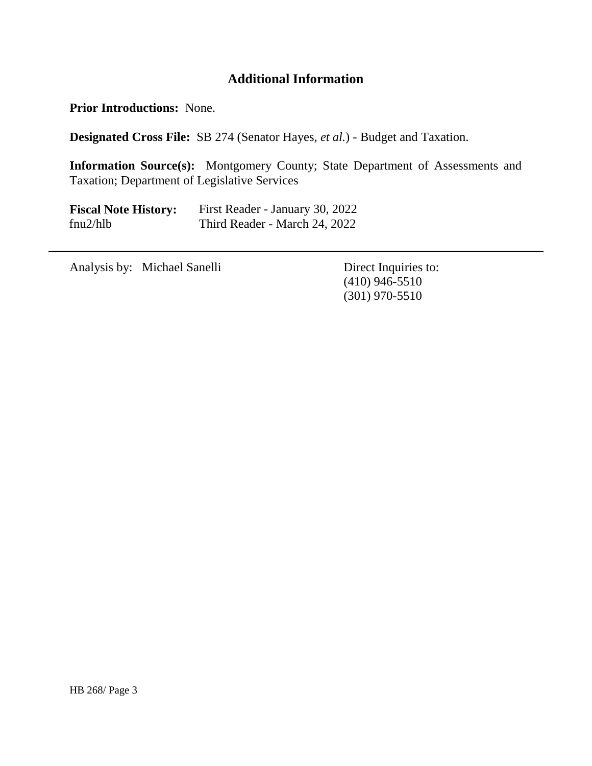## Additional Information

**Prior Introductions:** None.

**Designated Cross File:** SB 274 (Senator Hayes, *et al.*) - Budget and Taxation.

**Information Source(s):** Montgomery County; State Department of Assessments and Taxation; Department of Legislative Services

| | |
|---|---|
| **Fiscal Note History:** | First Reader - January 30, 2022 |
| fnu2/hlb | Third Reader - March 24, 2022 |

---

Analysis by: Michael Sanelli

Direct Inquiries to:
(410) 946-5510
(301) 970-5510